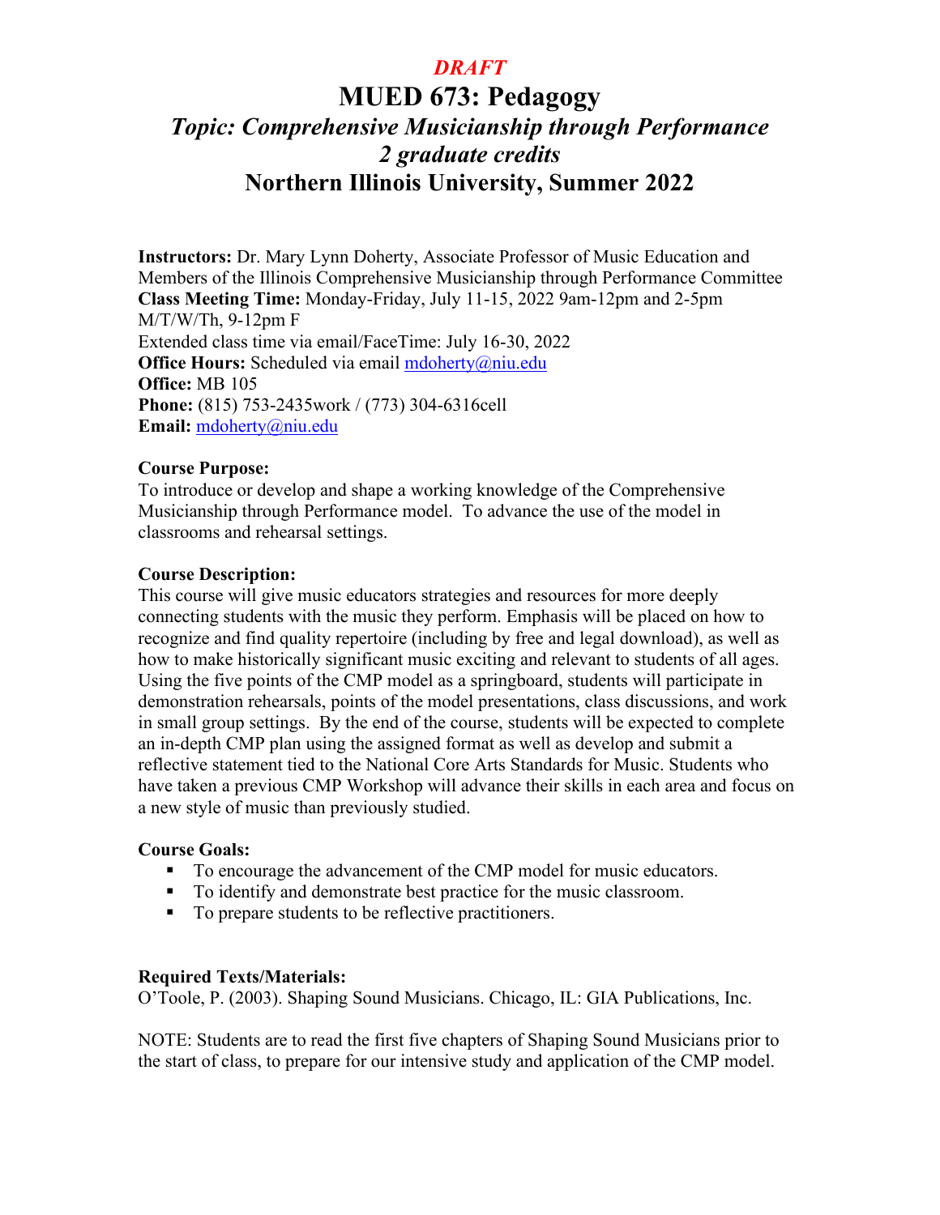*DRAFT*

# MUED 673: Pedagogy

## *Topic: Comprehensive Musicianship through Performance*

## *2 graduate credits*

## Northern Illinois University, Summer 2022

**Instructors:** Dr. Mary Lynn Doherty, Associate Professor of Music Education and Members of the Illinois Comprehensive Musicianship through Performance Committee
**Class Meeting Time:** Monday-Friday, July 11-15, 2022 9am-12pm and 2-5pm M/T/W/Th, 9-12pm F
Extended class time via email/FaceTime: July 16-30, 2022
**Office Hours:** Scheduled via email mdoherty@niu.edu
**Office:** MB 105
**Phone:** (815) 753-2435work / (773) 304-6316cell
**Email:** mdoherty@niu.edu

**Course Purpose:**
To introduce or develop and shape a working knowledge of the Comprehensive Musicianship through Performance model. To advance the use of the model in classrooms and rehearsal settings.

**Course Description:**
This course will give music educators strategies and resources for more deeply connecting students with the music they perform. Emphasis will be placed on how to recognize and find quality repertoire (including by free and legal download), as well as how to make historically significant music exciting and relevant to students of all ages. Using the five points of the CMP model as a springboard, students will participate in demonstration rehearsals, points of the model presentations, class discussions, and work in small group settings. By the end of the course, students will be expected to complete an in-depth CMP plan using the assigned format as well as develop and submit a reflective statement tied to the National Core Arts Standards for Music. Students who have taken a previous CMP Workshop will advance their skills in each area and focus on a new style of music than previously studied.

**Course Goals:**

- To encourage the advancement of the CMP model for music educators.
- To identify and demonstrate best practice for the music classroom.
- To prepare students to be reflective practitioners.

**Required Texts/Materials:**
O'Toole, P. (2003). Shaping Sound Musicians. Chicago, IL: GIA Publications, Inc.

NOTE: Students are to read the first five chapters of Shaping Sound Musicians prior to the start of class, to prepare for our intensive study and application of the CMP model.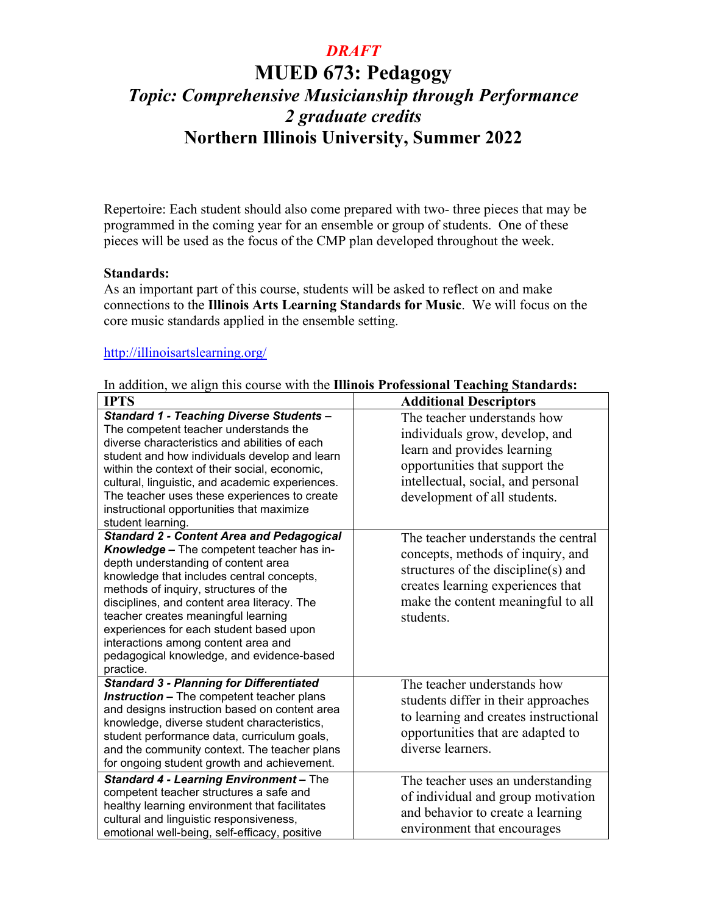*DRAFT*

# MUED 673: Pedagogy

## *Topic: Comprehensive Musicianship through Performance*

## *2 graduate credits*

## Northern Illinois University, Summer 2022

Repertoire: Each student should also come prepared with two- three pieces that may be programmed in the coming year for an ensemble or group of students. One of these pieces will be used as the focus of the CMP plan developed throughout the week.

**Standards:**

As an important part of this course, students will be asked to reflect on and make connections to the **Illinois Arts Learning Standards for Music**. We will focus on the core music standards applied in the ensemble setting.

http://illinoisartslearning.org/

In addition, we align this course with the **Illinois Professional Teaching Standards:**

| IPTS | Additional Descriptors |
|---|---|
| ***Standard 1 - Teaching Diverse Students –*** The competent teacher understands the diverse characteristics and abilities of each student and how individuals develop and learn within the context of their social, economic, cultural, linguistic, and academic experiences. The teacher uses these experiences to create instructional opportunities that maximize student learning. | The teacher understands how individuals grow, develop, and learn and provides learning opportunities that support the intellectual, social, and personal development of all students. |
| ***Standard 2 - Content Area and Pedagogical Knowledge –*** The competent teacher has in-depth understanding of content area knowledge that includes central concepts, methods of inquiry, structures of the disciplines, and content area literacy. The teacher creates meaningful learning experiences for each student based upon interactions among content area and pedagogical knowledge, and evidence-based practice. | The teacher understands the central concepts, methods of inquiry, and structures of the discipline(s) and creates learning experiences that make the content meaningful to all students. |
| ***Standard 3 - Planning for Differentiated Instruction –*** The competent teacher plans and designs instruction based on content area knowledge, diverse student characteristics, student performance data, curriculum goals, and the community context. The teacher plans for ongoing student growth and achievement. | The teacher understands how students differ in their approaches to learning and creates instructional opportunities that are adapted to diverse learners. |
| ***Standard 4 - Learning Environment –*** The competent teacher structures a safe and healthy learning environment that facilitates cultural and linguistic responsiveness, emotional well-being, self-efficacy, positive | The teacher uses an understanding of individual and group motivation and behavior to create a learning environment that encourages |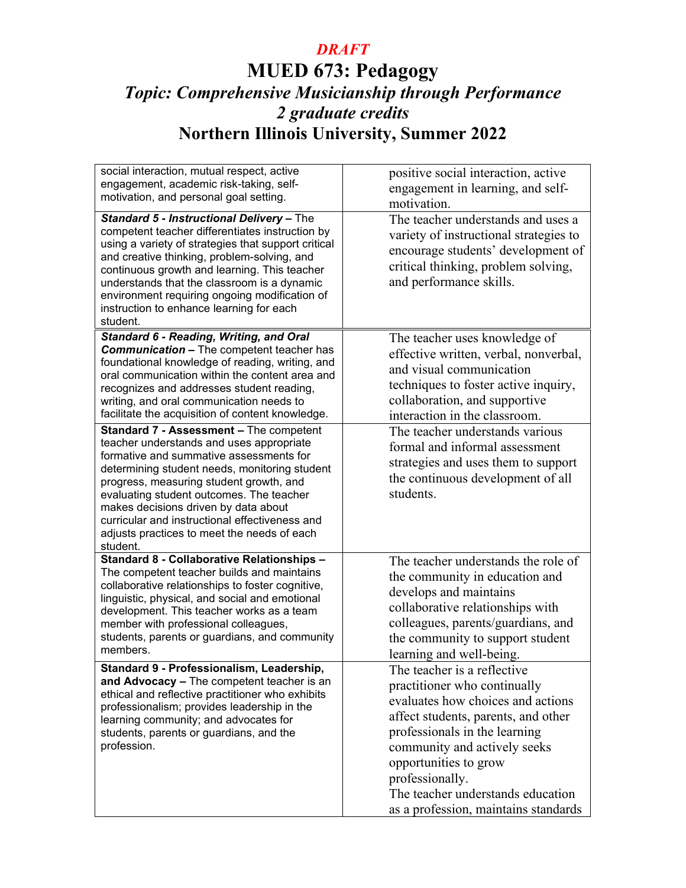*DRAFT*

# MUED 673: Pedagogy

## *Topic: Comprehensive Musicianship through Performance*

## *2 graduate credits*

## Northern Illinois University, Summer 2022

| | |
|---|---|
| social interaction, mutual respect, active engagement, academic risk-taking, self-motivation, and personal goal setting. | positive social interaction, active engagement in learning, and self-motivation. |
| ***Standard 5 - Instructional Delivery –*** The competent teacher differentiates instruction by using a variety of strategies that support critical and creative thinking, problem-solving, and continuous growth and learning. This teacher understands that the classroom is a dynamic environment requiring ongoing modification of instruction to enhance learning for each student. | The teacher understands and uses a variety of instructional strategies to encourage students' development of critical thinking, problem solving, and performance skills. |
| ***Standard 6 - Reading, Writing, and Oral Communication –*** The competent teacher has foundational knowledge of reading, writing, and oral communication within the content area and recognizes and addresses student reading, writing, and oral communication needs to facilitate the acquisition of content knowledge. | The teacher uses knowledge of effective written, verbal, nonverbal, and visual communication techniques to foster active inquiry, collaboration, and supportive interaction in the classroom. |
| **Standard 7 - Assessment –** The competent teacher understands and uses appropriate formative and summative assessments for determining student needs, monitoring student progress, measuring student growth, and evaluating student outcomes. The teacher makes decisions driven by data about curricular and instructional effectiveness and adjusts practices to meet the needs of each student. | The teacher understands various formal and informal assessment strategies and uses them to support the continuous development of all students. |
| **Standard 8 - Collaborative Relationships –** The competent teacher builds and maintains collaborative relationships to foster cognitive, linguistic, physical, and social and emotional development. This teacher works as a team member with professional colleagues, students, parents or guardians, and community members. | The teacher understands the role of the community in education and develops and maintains collaborative relationships with colleagues, parents/guardians, and the community to support student learning and well-being. |
| **Standard 9 - Professionalism, Leadership, and Advocacy –** The competent teacher is an ethical and reflective practitioner who exhibits professionalism; provides leadership in the learning community; and advocates for students, parents or guardians, and the profession. | The teacher is a reflective practitioner who continually evaluates how choices and actions affect students, parents, and other professionals in the learning community and actively seeks opportunities to grow professionally. The teacher understands education as a profession, maintains standards |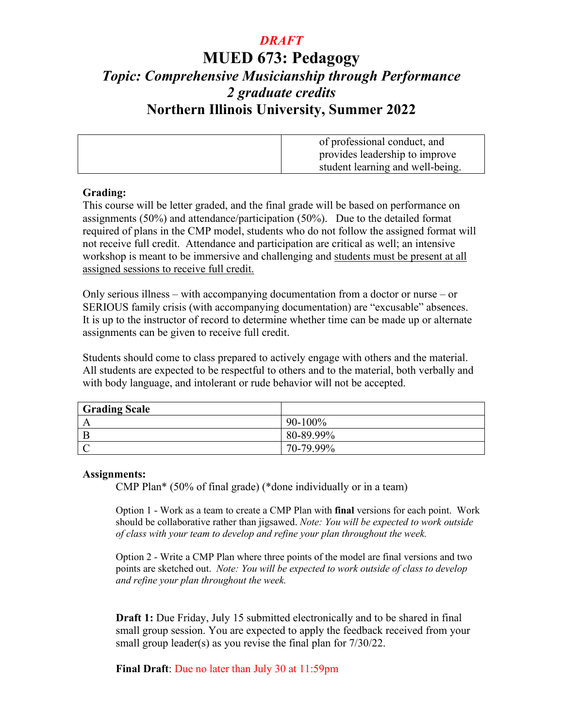*DRAFT*

# MUED 673: Pedagogy

## *Topic: Comprehensive Musicianship through Performance*
## *2 graduate credits*
## Northern Illinois University, Summer 2022

| | |
|---|---|
| | of professional conduct, and provides leadership to improve student learning and well-being. |

**Grading:**

This course will be letter graded, and the final grade will be based on performance on assignments (50%) and attendance/participation (50%). Due to the detailed format required of plans in the CMP model, students who do not follow the assigned format will not receive full credit. Attendance and participation are critical as well; an intensive workshop is meant to be immersive and challenging and <u>students must be present at all assigned sessions to receive full credit.</u>

Only serious illness – with accompanying documentation from a doctor or nurse – or SERIOUS family crisis (with accompanying documentation) are "excusable" absences. It is up to the instructor of record to determine whether time can be made up or alternate assignments can be given to receive full credit.

Students should come to class prepared to actively engage with others and the material. All students are expected to be respectful to others and to the material, both verbally and with body language, and intolerant or rude behavior will not be accepted.

| **Grading Scale** | |
|---|---|
| A | 90-100% |
| B | 80-89.99% |
| C | 70-79.99% |

**Assignments:**

CMP Plan* (50% of final grade) (*done individually or in a team)

Option 1 - Work as a team to create a CMP Plan with **final** versions for each point. Work should be collaborative rather than jigsawed. *Note: You will be expected to work outside of class with your team to develop and refine your plan throughout the week.*

Option 2 - Write a CMP Plan where three points of the model are final versions and two points are sketched out. *Note: You will be expected to work outside of class to develop and refine your plan throughout the week.*

**Draft 1:** Due Friday, July 15 submitted electronically and to be shared in final small group session. You are expected to apply the feedback received from your small group leader(s) as you revise the final plan for 7/30/22.

**Final Draft**: Due no later than July 30 at 11:59pm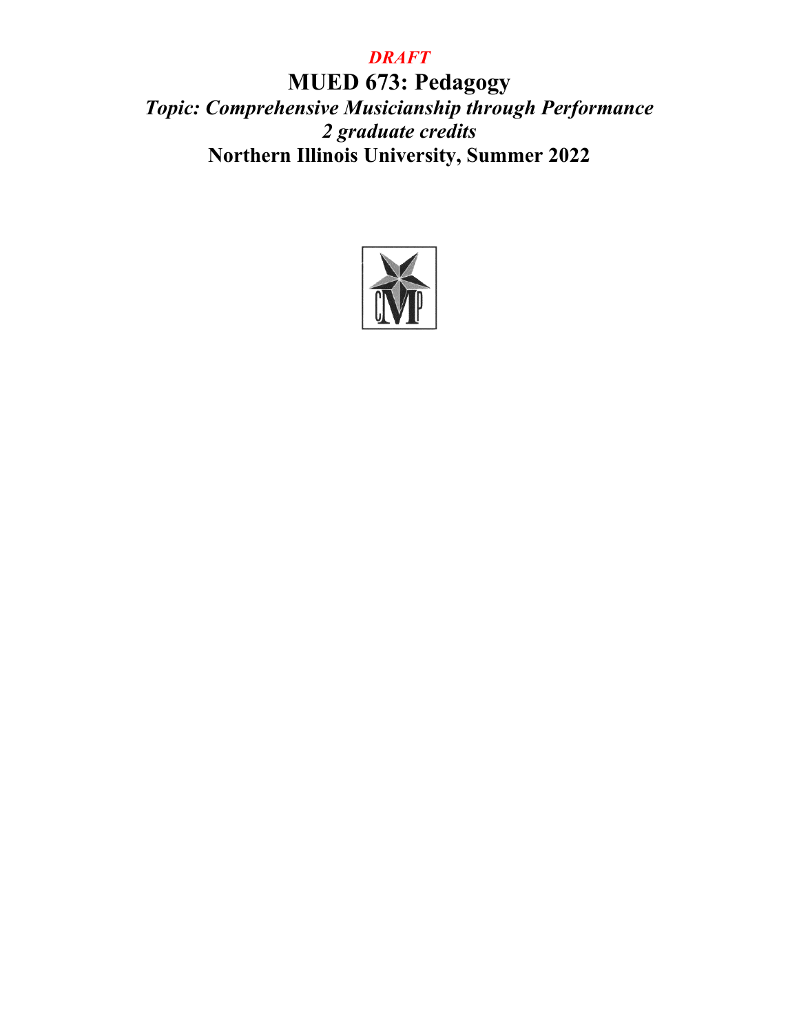*DRAFT*

# MUED 673: Pedagogy

***Topic: Comprehensive Musicianship through Performance***

***2 graduate credits***

**Northern Illinois University, Summer 2022**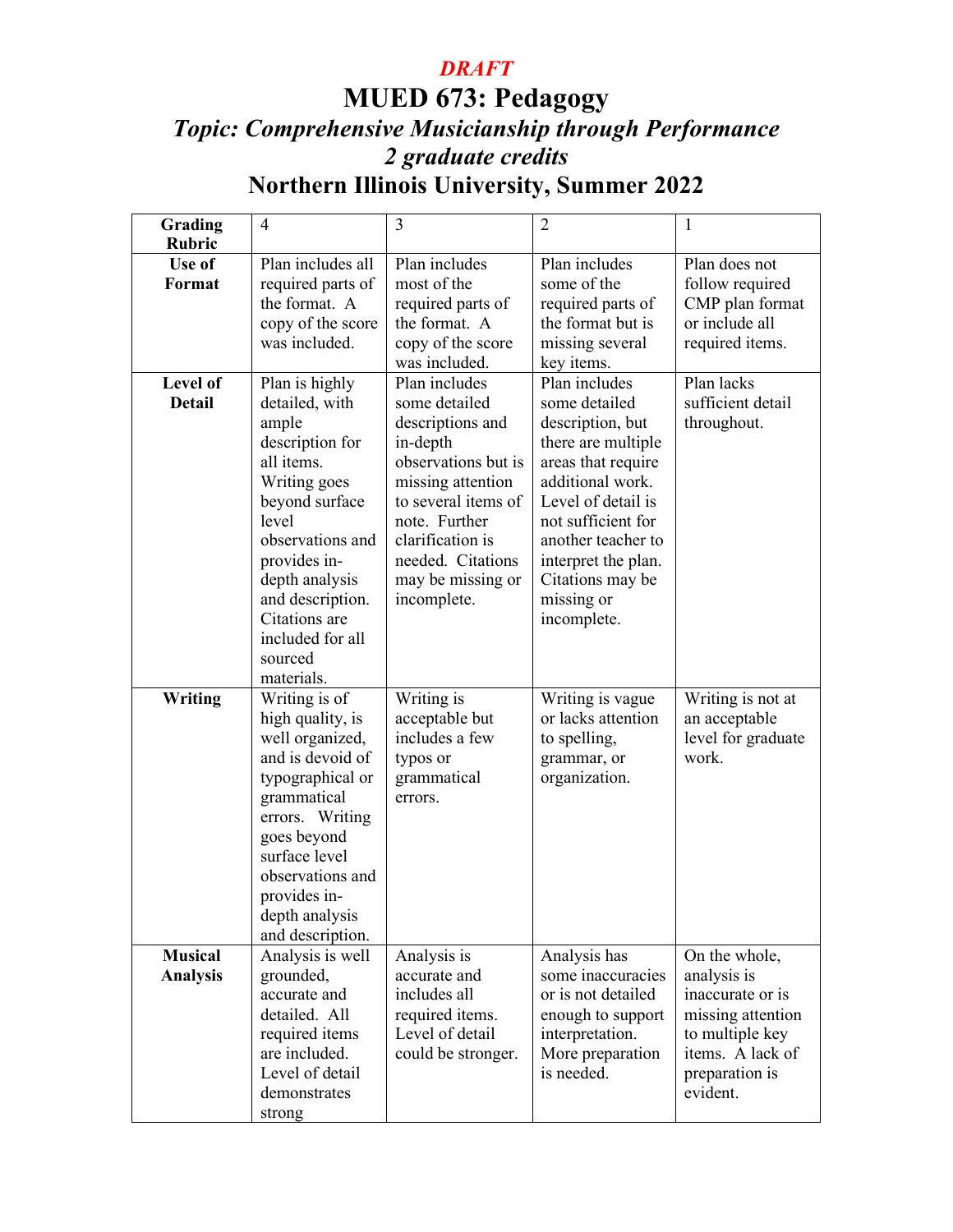*DRAFT*

# MUED 673: Pedagogy

## *Topic: Comprehensive Musicianship through Performance*

## *2 graduate credits*

## Northern Illinois University, Summer 2022

| **Grading Rubric** | 4 | 3 | 2 | 1 |
| --- | --- | --- | --- | --- |
| **Use of Format** | Plan includes all required parts of the format. A copy of the score was included. | Plan includes most of the required parts of the format. A copy of the score was included. | Plan includes some of the required parts of the format but is missing several key items. | Plan does not follow required CMP plan format or include all required items. |
| **Level of Detail** | Plan is highly detailed, with ample description for all items. Writing goes beyond surface level observations and provides in-depth analysis and description. Citations are included for all sourced materials. | Plan includes some detailed descriptions and in-depth observations but is missing attention to several items of note. Further clarification is needed. Citations may be missing or incomplete. | Plan includes some detailed description, but there are multiple areas that require additional work. Level of detail is not sufficient for another teacher to interpret the plan. Citations may be missing or incomplete. | Plan lacks sufficient detail throughout. |
| **Writing** | Writing is of high quality, is well organized, and is devoid of typographical or grammatical errors. Writing goes beyond surface level observations and provides in-depth analysis and description. | Writing is acceptable but includes a few typos or grammatical errors. | Writing is vague or lacks attention to spelling, grammar, or organization. | Writing is not at an acceptable level for graduate work. |
| **Musical Analysis** | Analysis is well grounded, accurate and detailed. All required items are included. Level of detail demonstrates strong | Analysis is accurate and includes all required items. Level of detail could be stronger. | Analysis has some inaccuracies or is not detailed enough to support interpretation. More preparation is needed. | On the whole, analysis is inaccurate or is missing attention to multiple key items. A lack of preparation is evident. |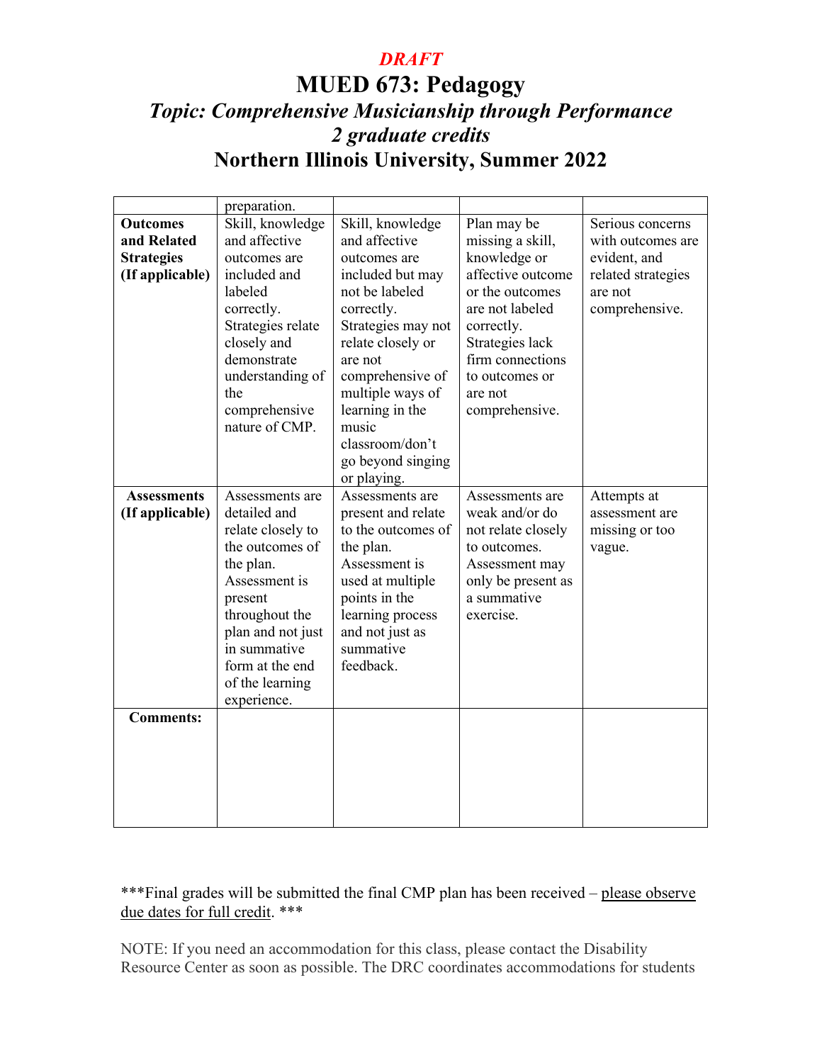*DRAFT*

# MUED 673: Pedagogy

## *Topic: Comprehensive Musicianship through Performance*

## *2 graduate credits*

## Northern Illinois University, Summer 2022

| | | | | |
|---|---|---|---|---|
| | preparation. | | | |
| **Outcomes and Related Strategies (If applicable)** | Skill, knowledge and affective outcomes are included and labeled correctly. Strategies relate closely and demonstrate understanding of the comprehensive nature of CMP. | Skill, knowledge and affective outcomes are included but may not be labeled correctly. Strategies may not relate closely or are not comprehensive of multiple ways of learning in the music classroom/don't go beyond singing or playing. | Plan may be missing a skill, knowledge or affective outcome or the outcomes are not labeled correctly. Strategies lack firm connections to outcomes or are not comprehensive. | Serious concerns with outcomes are evident, and related strategies are not comprehensive. |
| **Assessments (If applicable)** | Assessments are detailed and relate closely to the outcomes of the plan. Assessment is present throughout the plan and not just in summative form at the end of the learning experience. | Assessments are present and relate to the outcomes of the plan. Assessment is used at multiple points in the learning process and not just as summative feedback. | Assessments are weak and/or do not relate closely to outcomes. Assessment may only be present as a summative exercise. | Attempts at assessment are missing or too vague. |
| **Comments:** | | | | |

***Final grades will be submitted the final CMP plan has been received – <u>please observe due dates for full credit</u>. ***

NOTE: If you need an accommodation for this class, please contact the Disability Resource Center as soon as possible. The DRC coordinates accommodations for students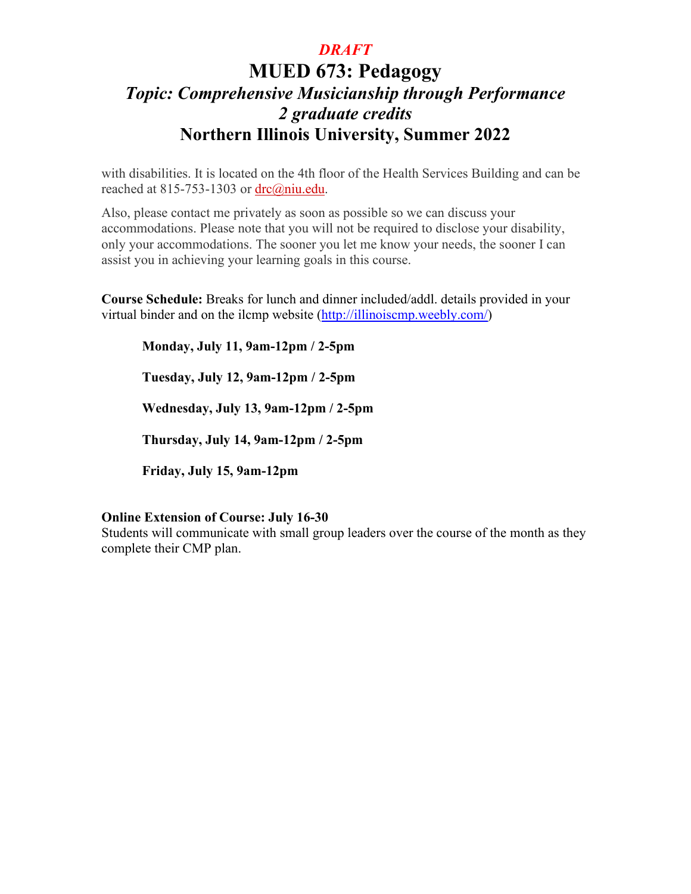with disabilities. It is located on the 4th floor of the Health Services Building and can be reached at 815-753-1303 or drc@niu.edu.

Also, please contact me privately as soon as possible so we can discuss your accommodations. Please note that you will not be required to disclose your disability, only your accommodations. The sooner you let me know your needs, the sooner I can assist you in achieving your learning goals in this course.

**Course Schedule:** Breaks for lunch and dinner included/addl. details provided in your virtual binder and on the ilcmp website (http://illinoiscmp.weebly.com/)

**Monday, July 11, 9am-12pm / 2-5pm**

**Tuesday, July 12, 9am-12pm / 2-5pm**

**Wednesday, July 13, 9am-12pm / 2-5pm**

**Thursday, July 14, 9am-12pm / 2-5pm**

**Friday, July 15, 9am-12pm**

**Online Extension of Course: July 16-30**
Students will communicate with small group leaders over the course of the month as they complete their CMP plan.